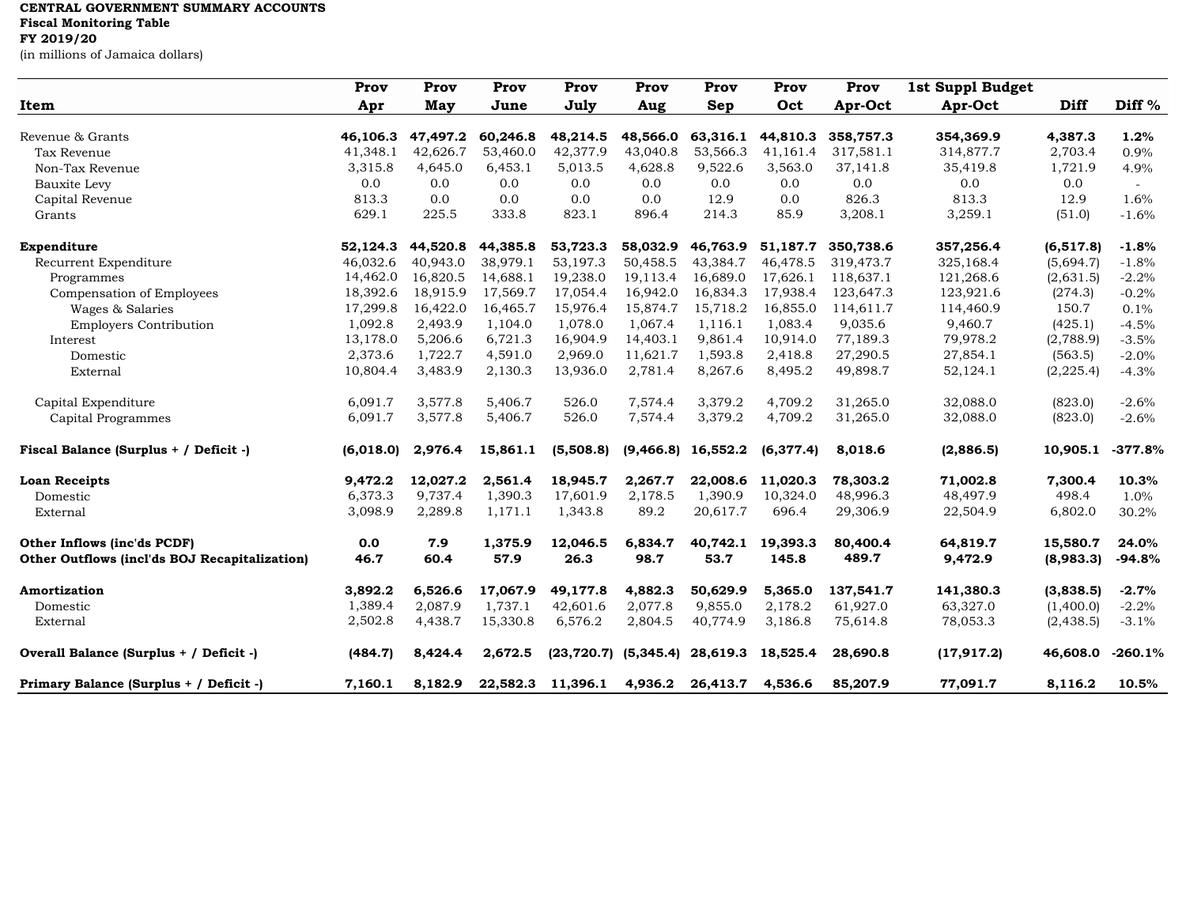**CENTRAL GOVERNMENT SUMMARY ACCOUNTS**
**Fiscal Monitoring Table**
**FY 2019/20**
(in millions of Jamaica dollars)

| Item | Prov Apr | Prov May | Prov June | Prov July | Prov Aug | Prov Sep | Prov Oct | Prov Apr-Oct | 1st Suppl Budget Apr-Oct | Diff | Diff % |
|---|---|---|---|---|---|---|---|---|---|---|---|
| **Revenue & Grants** | **46,106.3** | **47,497.2** | **60,246.8** | **48,214.5** | **48,566.0** | **63,316.1** | **44,810.3** | **358,757.3** | **354,369.9** | **4,387.3** | **1.2%** |
| Tax Revenue | 41,348.1 | 42,626.7 | 53,460.0 | 42,377.9 | 43,040.8 | 53,566.3 | 41,161.4 | 317,581.1 | 314,877.7 | 2,703.4 | 0.9% |
| Non-Tax Revenue | 3,315.8 | 4,645.0 | 6,453.1 | 5,013.5 | 4,628.8 | 9,522.6 | 3,563.0 | 37,141.8 | 35,419.8 | 1,721.9 | 4.9% |
| Bauxite Levy | 0.0 | 0.0 | 0.0 | 0.0 | 0.0 | 0.0 | 0.0 | 0.0 | 0.0 | 0.0 | - |
| Capital Revenue | 813.3 | 0.0 | 0.0 | 0.0 | 0.0 | 12.9 | 0.0 | 826.3 | 813.3 | 12.9 | 1.6% |
| Grants | 629.1 | 225.5 | 333.8 | 823.1 | 896.4 | 214.3 | 85.9 | 3,208.1 | 3,259.1 | (51.0) | -1.6% |
| | | | | | | | | | | | |
| **Expenditure** | **52,124.3** | **44,520.8** | **44,385.8** | **53,723.3** | **58,032.9** | **46,763.9** | **51,187.7** | **350,738.6** | **357,256.4** | **(6,517.8)** | **-1.8%** |
| Recurrent Expenditure | 46,032.6 | 40,943.0 | 38,979.1 | 53,197.3 | 50,458.5 | 43,384.7 | 46,478.5 | 319,473.7 | 325,168.4 | (5,694.7) | -1.8% |
| Programmes | 14,462.0 | 16,820.5 | 14,688.1 | 19,238.0 | 19,113.4 | 16,689.0 | 17,626.1 | 118,637.1 | 121,268.6 | (2,631.5) | -2.2% |
| Compensation of Employees | 18,392.6 | 18,915.9 | 17,569.7 | 17,054.4 | 16,942.0 | 16,834.3 | 17,938.4 | 123,647.3 | 123,921.6 | (274.3) | -0.2% |
| Wages & Salaries | 17,299.8 | 16,422.0 | 16,465.7 | 15,976.4 | 15,874.7 | 15,718.2 | 16,855.0 | 114,611.7 | 114,460.9 | 150.7 | 0.1% |
| Employers Contribution | 1,092.8 | 2,493.9 | 1,104.0 | 1,078.0 | 1,067.4 | 1,116.1 | 1,083.4 | 9,035.6 | 9,460.7 | (425.1) | -4.5% |
| Interest | 13,178.0 | 5,206.6 | 6,721.3 | 16,904.9 | 14,403.1 | 9,861.4 | 10,914.0 | 77,189.3 | 79,978.2 | (2,788.9) | -3.5% |
| Domestic | 2,373.6 | 1,722.7 | 4,591.0 | 2,969.0 | 11,621.7 | 1,593.8 | 2,418.8 | 27,290.5 | 27,854.1 | (563.5) | -2.0% |
| External | 10,804.4 | 3,483.9 | 2,130.3 | 13,936.0 | 2,781.4 | 8,267.6 | 8,495.2 | 49,898.7 | 52,124.1 | (2,225.4) | -4.3% |
| | | | | | | | | | | | |
| Capital Expenditure | 6,091.7 | 3,577.8 | 5,406.7 | 526.0 | 7,574.4 | 3,379.2 | 4,709.2 | 31,265.0 | 32,088.0 | (823.0) | -2.6% |
| Capital Programmes | 6,091.7 | 3,577.8 | 5,406.7 | 526.0 | 7,574.4 | 3,379.2 | 4,709.2 | 31,265.0 | 32,088.0 | (823.0) | -2.6% |
| | | | | | | | | | | | |
| **Fiscal Balance (Surplus + / Deficit -)** | **(6,018.0)** | **2,976.4** | **15,861.1** | **(5,508.8)** | **(9,466.8)** | **16,552.2** | **(6,377.4)** | **8,018.6** | **(2,886.5)** | **10,905.1** | **-377.8%** |
| | | | | | | | | | | | |
| **Loan Receipts** | **9,472.2** | **12,027.2** | **2,561.4** | **18,945.7** | **2,267.7** | **22,008.6** | **11,020.3** | **78,303.2** | **71,002.8** | **7,300.4** | **10.3%** |
| Domestic | 6,373.3 | 9,737.4 | 1,390.3 | 17,601.9 | 2,178.5 | 1,390.9 | 10,324.0 | 48,996.3 | 48,497.9 | 498.4 | 1.0% |
| External | 3,098.9 | 2,289.8 | 1,171.1 | 1,343.8 | 89.2 | 20,617.7 | 696.4 | 29,306.9 | 22,504.9 | 6,802.0 | 30.2% |
| | | | | | | | | | | | |
| **Other Inflows (inc'ds PCDF)** | **0.0** | **7.9** | **1,375.9** | **12,046.5** | **6,834.7** | **40,742.1** | **19,393.3** | **80,400.4** | **64,819.7** | **15,580.7** | **24.0%** |
| **Other Outflows (incl'ds BOJ Recapitalization)** | **46.7** | **60.4** | **57.9** | **26.3** | **98.7** | **53.7** | **145.8** | **489.7** | **9,472.9** | **(8,983.3)** | **-94.8%** |
| | | | | | | | | | | | |
| **Amortization** | **3,892.2** | **6,526.6** | **17,067.9** | **49,177.8** | **4,882.3** | **50,629.9** | **5,365.0** | **137,541.7** | **141,380.3** | **(3,838.5)** | **-2.7%** |
| Domestic | 1,389.4 | 2,087.9 | 1,737.1 | 42,601.6 | 2,077.8 | 9,855.0 | 2,178.2 | 61,927.0 | 63,327.0 | (1,400.0) | -2.2% |
| External | 2,502.8 | 4,438.7 | 15,330.8 | 6,576.2 | 2,804.5 | 40,774.9 | 3,186.8 | 75,614.8 | 78,053.3 | (2,438.5) | -3.1% |
| | | | | | | | | | | | |
| **Overall Balance (Surplus + / Deficit -)** | **(484.7)** | **8,424.4** | **2,672.5** | **(23,720.7)** | **(5,345.4)** | **28,619.3** | **18,525.4** | **28,690.8** | **(17,917.2)** | **46,608.0** | **-260.1%** |
| | | | | | | | | | | | |
| **Primary Balance (Surplus + / Deficit -)** | **7,160.1** | **8,182.9** | **22,582.3** | **11,396.1** | **4,936.2** | **26,413.7** | **4,536.6** | **85,207.9** | **77,091.7** | **8,116.2** | **10.5%** |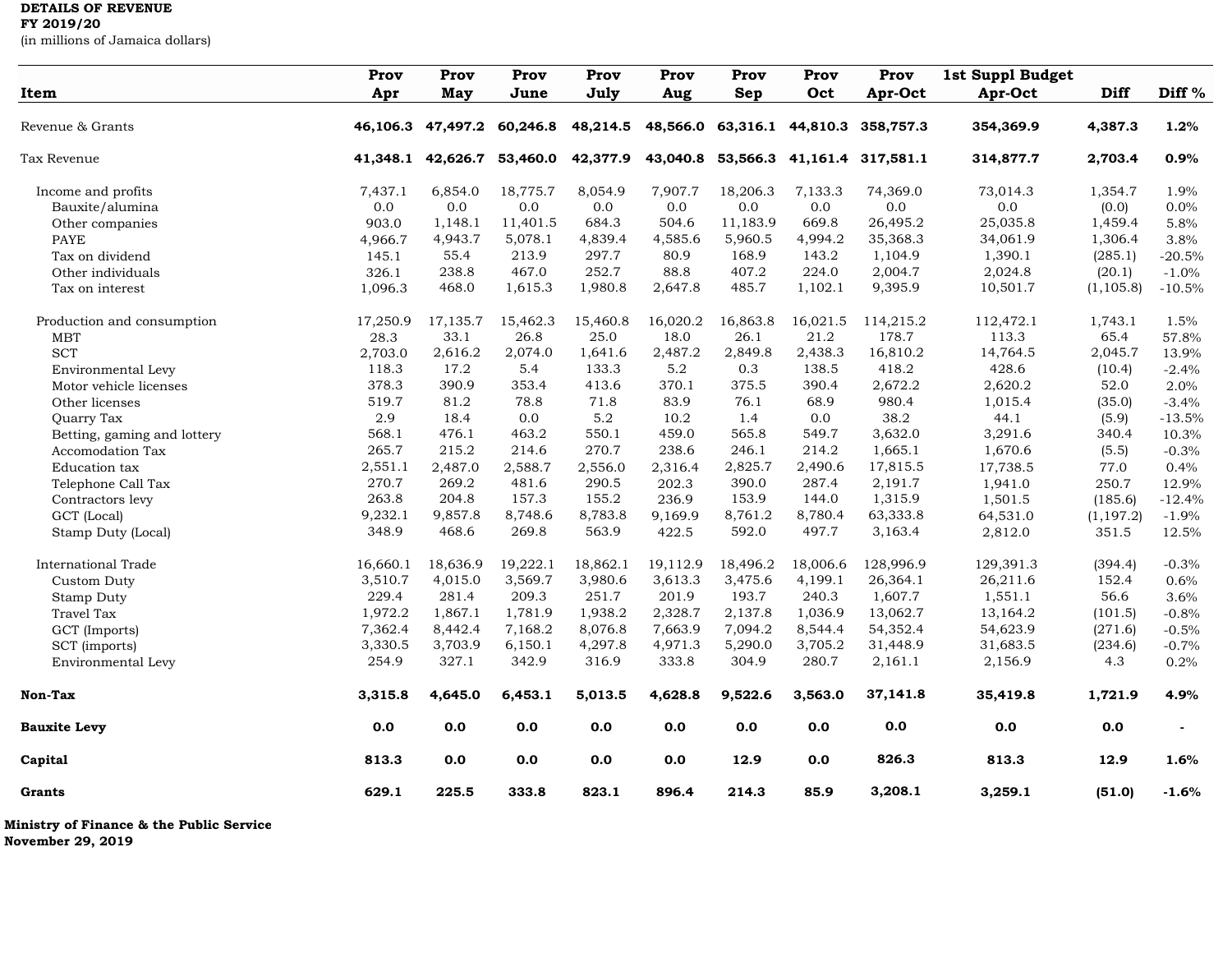**DETAILS OF REVENUE**
**FY 2019/20**
(in millions of Jamaica dollars)

| Item | Prov Apr | Prov May | Prov June | Prov July | Prov Aug | Prov Sep | Prov Oct | Prov Apr-Oct | 1st Suppl Budget Apr-Oct | Diff | Diff % |
|---|---|---|---|---|---|---|---|---|---|---|---|
| **Revenue & Grants** | **46,106.3** | **47,497.2** | **60,246.8** | **48,214.5** | **48,566.0** | **63,316.1** | **44,810.3** | **358,757.3** | **354,369.9** | **4,387.3** | **1.2%** |
| **Tax Revenue** | **41,348.1** | **42,626.7** | **53,460.0** | **42,377.9** | **43,040.8** | **53,566.3** | **41,161.4** | **317,581.1** | **314,877.7** | **2,703.4** | **0.9%** |
| Income and profits | 7,437.1 | 6,854.0 | 18,775.7 | 8,054.9 | 7,907.7 | 18,206.3 | 7,133.3 | 74,369.0 | 73,014.3 | 1,354.7 | 1.9% |
| Bauxite/alumina | 0.0 | 0.0 | 0.0 | 0.0 | 0.0 | 0.0 | 0.0 | 0.0 | 0.0 | (0.0) | 0.0% |
| Other companies | 903.0 | 1,148.1 | 11,401.5 | 684.3 | 504.6 | 11,183.9 | 669.8 | 26,495.2 | 25,035.8 | 1,459.4 | 5.8% |
| PAYE | 4,966.7 | 4,943.7 | 5,078.1 | 4,839.4 | 4,585.6 | 5,960.5 | 4,994.2 | 35,368.3 | 34,061.9 | 1,306.4 | 3.8% |
| Tax on dividend | 145.1 | 55.4 | 213.9 | 297.7 | 80.9 | 168.9 | 143.2 | 1,104.9 | 1,390.1 | (285.1) | -20.5% |
| Other individuals | 326.1 | 238.8 | 467.0 | 252.7 | 88.8 | 407.2 | 224.0 | 2,004.7 | 2,024.8 | (20.1) | -1.0% |
| Tax on interest | 1,096.3 | 468.0 | 1,615.3 | 1,980.8 | 2,647.8 | 485.7 | 1,102.1 | 9,395.9 | 10,501.7 | (1,105.8) | -10.5% |
| Production and consumption | 17,250.9 | 17,135.7 | 15,462.3 | 15,460.8 | 16,020.2 | 16,863.8 | 16,021.5 | 114,215.2 | 112,472.1 | 1,743.1 | 1.5% |
| MBT | 28.3 | 33.1 | 26.8 | 25.0 | 18.0 | 26.1 | 21.2 | 178.7 | 113.3 | 65.4 | 57.8% |
| SCT | 2,703.0 | 2,616.2 | 2,074.0 | 1,641.6 | 2,487.2 | 2,849.8 | 2,438.3 | 16,810.2 | 14,764.5 | 2,045.7 | 13.9% |
| Environmental Levy | 118.3 | 17.2 | 5.4 | 133.3 | 5.2 | 0.3 | 138.5 | 418.2 | 428.6 | (10.4) | -2.4% |
| Motor vehicle licenses | 378.3 | 390.9 | 353.4 | 413.6 | 370.1 | 375.5 | 390.4 | 2,672.2 | 2,620.2 | 52.0 | 2.0% |
| Other licenses | 519.7 | 81.2 | 78.8 | 71.8 | 83.9 | 76.1 | 68.9 | 980.4 | 1,015.4 | (35.0) | -3.4% |
| Quarry Tax | 2.9 | 18.4 | 0.0 | 5.2 | 10.2 | 1.4 | 0.0 | 38.2 | 44.1 | (5.9) | -13.5% |
| Betting, gaming and lottery | 568.1 | 476.1 | 463.2 | 550.1 | 459.0 | 565.8 | 549.7 | 3,632.0 | 3,291.6 | 340.4 | 10.3% |
| Accomodation Tax | 265.7 | 215.2 | 214.6 | 270.7 | 238.6 | 246.1 | 214.2 | 1,665.1 | 1,670.6 | (5.5) | -0.3% |
| Education tax | 2,551.1 | 2,487.0 | 2,588.7 | 2,556.0 | 2,316.4 | 2,825.7 | 2,490.6 | 17,815.5 | 17,738.5 | 77.0 | 0.4% |
| Telephone Call Tax | 270.7 | 269.2 | 481.6 | 290.5 | 202.3 | 390.0 | 287.4 | 2,191.7 | 1,941.0 | 250.7 | 12.9% |
| Contractors levy | 263.8 | 204.8 | 157.3 | 155.2 | 236.9 | 153.9 | 144.0 | 1,315.9 | 1,501.5 | (185.6) | -12.4% |
| GCT (Local) | 9,232.1 | 9,857.8 | 8,748.6 | 8,783.8 | 9,169.9 | 8,761.2 | 8,780.4 | 63,333.8 | 64,531.0 | (1,197.2) | -1.9% |
| Stamp Duty (Local) | 348.9 | 468.6 | 269.8 | 563.9 | 422.5 | 592.0 | 497.7 | 3,163.4 | 2,812.0 | 351.5 | 12.5% |
| International Trade | 16,660.1 | 18,636.9 | 19,222.1 | 18,862.1 | 19,112.9 | 18,496.2 | 18,006.6 | 128,996.9 | 129,391.3 | (394.4) | -0.3% |
| Custom Duty | 3,510.7 | 4,015.0 | 3,569.7 | 3,980.6 | 3,613.3 | 3,475.6 | 4,199.1 | 26,364.1 | 26,211.6 | 152.4 | 0.6% |
| Stamp Duty | 229.4 | 281.4 | 209.3 | 251.7 | 201.9 | 193.7 | 240.3 | 1,607.7 | 1,551.1 | 56.6 | 3.6% |
| Travel Tax | 1,972.2 | 1,867.1 | 1,781.9 | 1,938.2 | 2,328.7 | 2,137.8 | 1,036.9 | 13,062.7 | 13,164.2 | (101.5) | -0.8% |
| GCT (Imports) | 7,362.4 | 8,442.4 | 7,168.2 | 8,076.8 | 7,663.9 | 7,094.2 | 8,544.4 | 54,352.4 | 54,623.9 | (271.6) | -0.5% |
| SCT (imports) | 3,330.5 | 3,703.9 | 6,150.1 | 4,297.8 | 4,971.3 | 5,290.0 | 3,705.2 | 31,448.9 | 31,683.5 | (234.6) | -0.7% |
| Environmental Levy | 254.9 | 327.1 | 342.9 | 316.9 | 333.8 | 304.9 | 280.7 | 2,161.1 | 2,156.9 | 4.3 | 0.2% |
| **Non-Tax** | **3,315.8** | **4,645.0** | **6,453.1** | **5,013.5** | **4,628.8** | **9,522.6** | **3,563.0** | **37,141.8** | **35,419.8** | **1,721.9** | **4.9%** |
| **Bauxite Levy** | **0.0** | **0.0** | **0.0** | **0.0** | **0.0** | **0.0** | **0.0** | **0.0** | **0.0** | **0.0** | - |
| **Capital** | **813.3** | **0.0** | **0.0** | **0.0** | **0.0** | **12.9** | **0.0** | **826.3** | **813.3** | **12.9** | **1.6%** |
| **Grants** | **629.1** | **225.5** | **333.8** | **823.1** | **896.4** | **214.3** | **85.9** | **3,208.1** | **3,259.1** | **(51.0)** | **-1.6%** |

**Ministry of Finance & the Public Service**
**November 29, 2019**